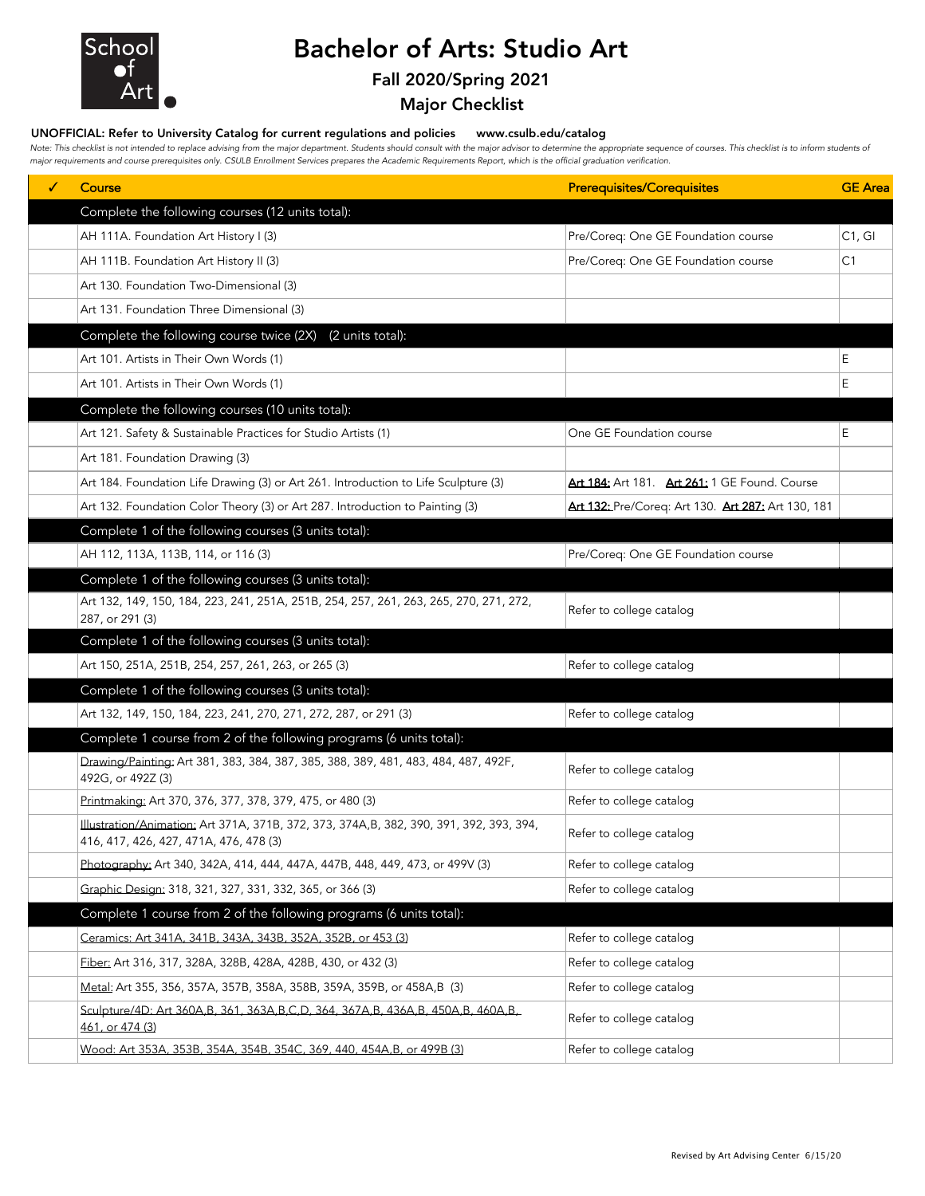# Bachelor of Arts: Studio Art

## Fall 2020/Spring 2021

## Major Checklist

**UNOFFICIAL: Refer to University Catalog for current regulations and policies www.csulb.edu/catalog**

*Note: This checklist is not intended to replace advising from the major department. Students should consult with the major advisor to determine the appropriate sequence of courses. This checklist is to inform students of major requirements and course prerequisites only. CSULB Enrollment Services prepares the Academic Requirements Report, which is the official graduation verification.*

| ✓ | Course | Prerequisites/Corequisites | GE Area |
|---|---|---|---|
| | **Complete the following courses (12 units total):** | | |
| | AH 111A. Foundation Art History I (3) | Pre/Coreq: One GE Foundation course | C1, GI |
| | AH 111B. Foundation Art History II (3) | Pre/Coreq: One GE Foundation course | C1 |
| | Art 130. Foundation Two-Dimensional (3) | | |
| | Art 131. Foundation Three Dimensional (3) | | |
| | **Complete the following course twice (2X) (2 units total):** | | |
| | Art 101. Artists in Their Own Words (1) | | E |
| | Art 101. Artists in Their Own Words (1) | | E |
| | **Complete the following courses (10 units total):** | | |
| | Art 121. Safety & Sustainable Practices for Studio Artists (1) | One GE Foundation course | E |
| | Art 181. Foundation Drawing (3) | | |
| | Art 184. Foundation Life Drawing (3) or Art 261. Introduction to Life Sculpture (3) | **Art 184:** Art 181. **Art 261:** 1 GE Found. Course | |
| | Art 132. Foundation Color Theory (3) or Art 287. Introduction to Painting (3) | **Art 132:** Pre/Coreq: Art 130. **Art 287:** Art 130, 181 | |
| | **Complete 1 of the following courses (3 units total):** | | |
| | AH 112, 113A, 113B, 114, or 116 (3) | Pre/Coreq: One GE Foundation course | |
| | **Complete 1 of the following courses (3 units total):** | | |
| | Art 132, 149, 150, 184, 223, 241, 251A, 251B, 254, 257, 261, 263, 265, 270, 271, 272, 287, or 291 (3) | Refer to college catalog | |
| | **Complete 1 of the following courses (3 units total):** | | |
| | Art 150, 251A, 251B, 254, 257, 261, 263, or 265 (3) | Refer to college catalog | |
| | **Complete 1 of the following courses (3 units total):** | | |
| | Art 132, 149, 150, 184, 223, 241, 270, 271, 272, 287, or 291 (3) | Refer to college catalog | |
| | **Complete 1 course from 2 of the following programs (6 units total):** | | |
| | Drawing/Painting: Art 381, 383, 384, 387, 385, 388, 389, 481, 483, 484, 487, 492F, 492G, or 492Z (3) | Refer to college catalog | |
| | Printmaking: Art 370, 376, 377, 378, 379, 475, or 480 (3) | Refer to college catalog | |
| | Illustration/Animation: Art 371A, 371B, 372, 373, 374A,B, 382, 390, 391, 392, 393, 394, 416, 417, 426, 427, 471A, 476, 478 (3) | Refer to college catalog | |
| | Photography: Art 340, 342A, 414, 444, 447A, 447B, 448, 449, 473, or 499V (3) | Refer to college catalog | |
| | Graphic Design: 318, 321, 327, 331, 332, 365, or 366 (3) | Refer to college catalog | |
| | **Complete 1 course from 2 of the following programs (6 units total):** | | |
| | Ceramics: Art 341A, 341B, 343A, 343B, 352A, 352B, or 453 (3) | Refer to college catalog | |
| | Fiber: Art 316, 317, 328A, 328B, 428A, 428B, 430, or 432 (3) | Refer to college catalog | |
| | Metal: Art 355, 356, 357A, 357B, 358A, 358B, 359A, 359B, or 458A,B (3) | Refer to college catalog | |
| | Sculpture/4D: Art 360A,B, 361, 363A,B,C,D, 364, 367A,B, 436A,B, 450A,B, 461, or 474 (3) | Refer to college catalog | |
| | Wood: Art 353A, 353B, 354A, 354B, 354C, 369, 440, 454A,B, or 499B (3) | Refer to college catalog | |

Revised by Art Advising Center 6/15/20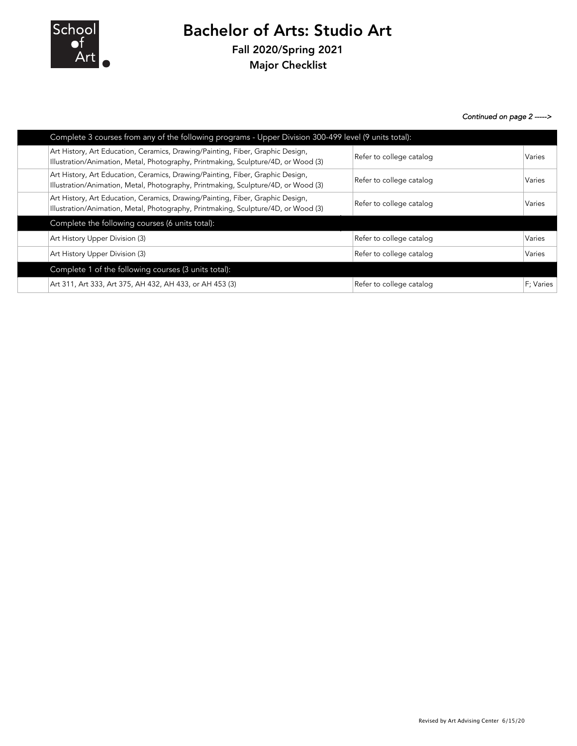# Bachelor of Arts: Studio Art

## Fall 2020/Spring 2021

## Major Checklist

*Continued on page 2 ----->*

| | | | |
|---|---|---|---|
| | **Complete 3 courses from any of the following programs - Upper Division 300-499 level (9 units total):** | | |
| | Art History, Art Education, Ceramics, Drawing/Painting, Fiber, Graphic Design, Illustration/Animation, Metal, Photography, Printmaking, Sculpture/4D, or Wood (3) | Refer to college catalog | Varies |
| | Art History, Art Education, Ceramics, Drawing/Painting, Fiber, Graphic Design, Illustration/Animation, Metal, Photography, Printmaking, Sculpture/4D, or Wood (3) | Refer to college catalog | Varies |
| | Art History, Art Education, Ceramics, Drawing/Painting, Fiber, Graphic Design, Illustration/Animation, Metal, Photography, Printmaking, Sculpture/4D, or Wood (3) | Refer to college catalog | Varies |
| | **Complete the following courses (6 units total):** | | |
| | Art History Upper Division (3) | Refer to college catalog | Varies |
| | Art History Upper Division (3) | Refer to college catalog | Varies |
| | **Complete 1 of the following courses (3 units total):** | | |
| | Art 311, Art 333, Art 375, AH 432, AH 433, or AH 453 (3) | Refer to college catalog | F; Varies |

Revised by Art Advising Center 6/15/20